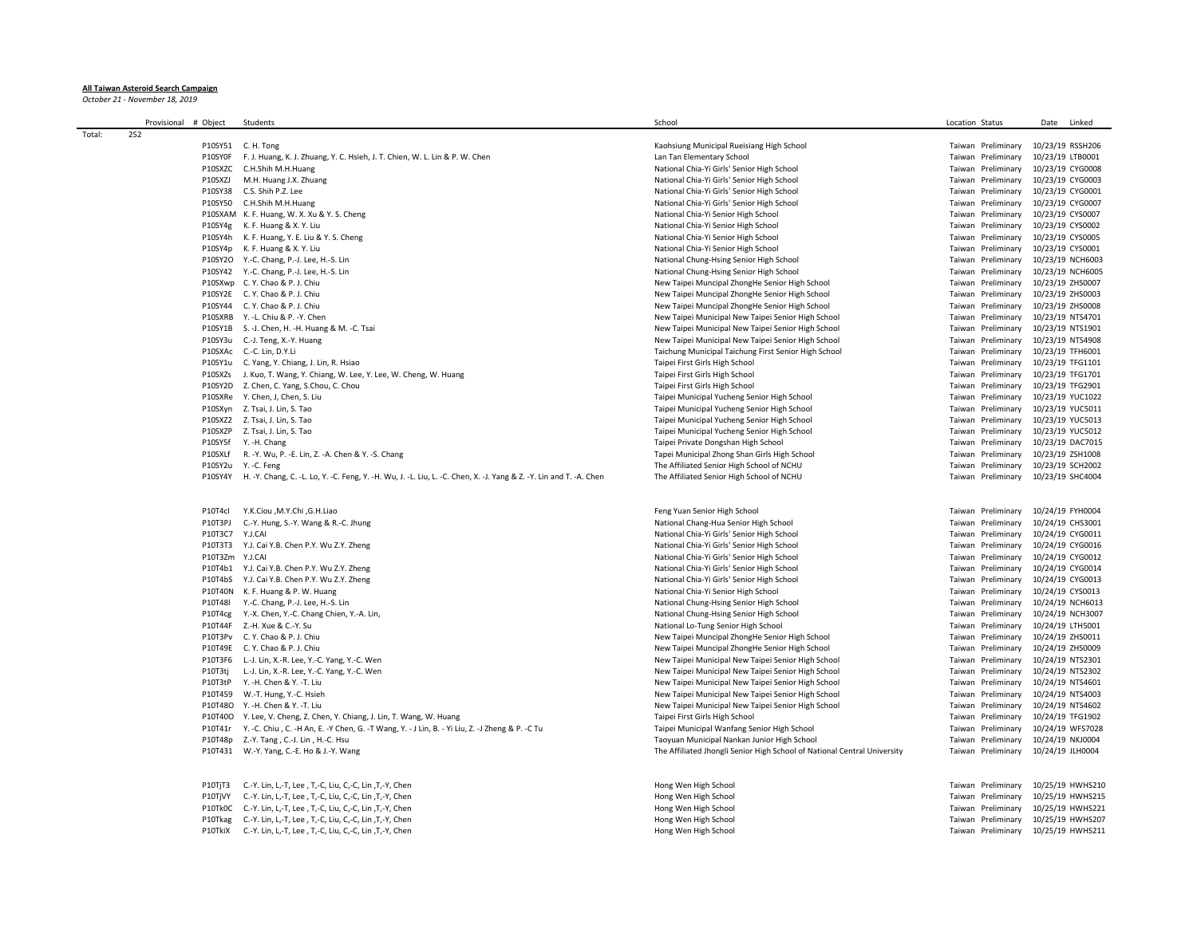**All Taiwan Asteroid Search Campaign**

*October 21 - November 18, 2019*

| | Provisional | # Object | Students | School | Location | Status | Date | Linked |
|---|---|---|---|---|---|---|---|---|
| Total: | 252 | | | | | | | |
| | | P10SY51 | C. H. Tong | Kaohsiung Municipal Rueisiang High School | Taiwan | Preliminary | 10/23/19 | RSSH206 |
| | | P10SY0F | F. J. Huang, K. J. Zhuang, Y. C. Hsieh, J. T. Chien, W. L. Lin & P. W. Chen | Lan Tan Elementary School | Taiwan | Preliminary | 10/23/19 | LTB0001 |
| | | P10SXZC | C.H.Shih M.H.Huang | National Chia-Yi Girls' Senior High School | Taiwan | Preliminary | 10/23/19 | CYG0008 |
| | | P10SXZJ | M.H. Huang J.X. Zhuang | National Chia-Yi Girls' Senior High School | Taiwan | Preliminary | 10/23/19 | CYG0003 |
| | | P10SY38 | C.S. Shih P.Z. Lee | National Chia-Yi Girls' Senior High School | Taiwan | Preliminary | 10/23/19 | CYG0001 |
| | | P10SY50 | C.H.Shih M.H.Huang | National Chia-Yi Girls' Senior High School | Taiwan | Preliminary | 10/23/19 | CYG0007 |
| | | P10SXAM | K. F. Huang, W. X. Xu & Y. S. Cheng | National Chia-Yi Senior High School | Taiwan | Preliminary | 10/23/19 | CYS0007 |
| | | P10SY4g | K. F. Huang & X. Y. Liu | National Chia-Yi Senior High School | Taiwan | Preliminary | 10/23/19 | CYS0002 |
| | | P10SY4h | K. F. Huang, Y. E. Liu & Y. S. Cheng | National Chia-Yi Senior High School | Taiwan | Preliminary | 10/23/19 | CYS0005 |
| | | P10SY4p | K. F. Huang & X. Y. Liu | National Chia-Yi Senior High School | Taiwan | Preliminary | 10/23/19 | CYS0001 |
| | | P10SY2O | Y.-C. Chang, P.-J. Lee, H.-S. Lin | National Chung-Hsing Senior High School | Taiwan | Preliminary | 10/23/19 | NCH6003 |
| | | P10SY42 | Y.-C. Chang, P.-J. Lee, H.-S. Lin | National Chung-Hsing Senior High School | Taiwan | Preliminary | 10/23/19 | NCH6005 |
| | | P10SXwp | C. Y. Chao & P. J. Chiu | New Taipei Muncipal ZhongHe Senior High School | Taiwan | Preliminary | 10/23/19 | ZHS0007 |
| | | P10SY2E | C. Y. Chao & P. J. Chiu | New Taipei Muncipal ZhongHe Senior High School | Taiwan | Preliminary | 10/23/19 | ZHS0003 |
| | | P10SY44 | C. Y. Chao & P. J. Chiu | New Taipei Muncipal ZhongHe Senior High School | Taiwan | Preliminary | 10/23/19 | ZHS0008 |
| | | P10SXRB | Y. -L. Chiu & P. -Y. Chen | New Taipei Municipal New Taipei Senior High School | Taiwan | Preliminary | 10/23/19 | NTS4701 |
| | | P10SY1B | S. -J. Chen, H. -H. Huang & M. -C. Tsai | New Taipei Municipal New Taipei Senior High School | Taiwan | Preliminary | 10/23/19 | NTS1901 |
| | | P10SY3u | C.-J. Teng, X.-Y. Huang | New Taipei Municipal New Taipei Senior High School | Taiwan | Preliminary | 10/23/19 | NTS4908 |
| | | P10SXAc | C.-C. Lin, D.Y.Li | Taichung Municipal Taichung First Senior High School | Taiwan | Preliminary | 10/23/19 | TFH6001 |
| | | P10SY1u | C. Yang, Y. Chiang, J. Lin, R. Hsiao | Taipei First Girls High School | Taiwan | Preliminary | 10/23/19 | TFG1101 |
| | | P10SXZs | J. Kuo, T. Wang, Y. Chiang, W. Lee, Y. Lee, W. Cheng, W. Huang | Taipei First Girls High School | Taiwan | Preliminary | 10/23/19 | TFG1701 |
| | | P10SY2D | Z. Chen, C. Yang, S.Chou, C. Chou | Taipei First Girls High School | Taiwan | Preliminary | 10/23/19 | TFG2901 |
| | | P10SXRe | Y. Chen, J, Chen, S. Liu | Taipei Municipal Yucheng Senior High School | Taiwan | Preliminary | 10/23/19 | YUC1022 |
| | | P10SXyn | Z. Tsai, J. Lin, S. Tao | Taipei Municipal Yucheng Senior High School | Taiwan | Preliminary | 10/23/19 | YUC5011 |
| | | P10SXZ2 | Z. Tsai, J. Lin, S. Tao | Taipei Municipal Yucheng Senior High School | Taiwan | Preliminary | 10/23/19 | YUC5013 |
| | | P10SXZP | Z. Tsai, J. Lin, S. Tao | Taipei Municipal Yucheng Senior High School | Taiwan | Preliminary | 10/23/19 | YUC5012 |
| | | P10SY5f | Y. -H. Chang | Taipei Private Dongshan High School | Taiwan | Preliminary | 10/23/19 | DAC7015 |
| | | P10SXLf | R. -Y. Wu, P. -E. Lin, Z. -A. Chen & Y. -S. Chang | Tapei Municipal Zhong Shan Girls High School | Taiwan | Preliminary | 10/23/19 | ZSH1008 |
| | | P10SY2u | Y. -C. Feng | The Affiliated Senior High School of NCHU | Taiwan | Preliminary | 10/23/19 | SCH2002 |
| | | P10SY4Y | H. -Y. Chang, C. -L. Lo, Y. -C. Feng, Y. -H. Wu, J. -L. Liu, L. -C. Chen, X. -J. Yang & Z. -Y. Lin and T. -A. Chen | The Affiliated Senior High School of NCHU | Taiwan | Preliminary | 10/23/19 | SHC4004 |
| | | | | | | | | |
| | | P10T4cl | Y.K.Ciou ,M.Y.Chi ,G.H.Liao | Feng Yuan Senior High School | Taiwan | Preliminary | 10/24/19 | FYH0004 |
| | | P10T3PJ | C.-Y. Hung, S.-Y. Wang & R.-C. Jhung | National Chang-Hua Senior High School | Taiwan | Preliminary | 10/24/19 | CHS3001 |
| | | P10T3C7 | Y.J.CAI | National Chia-Yi Girls' Senior High School | Taiwan | Preliminary | 10/24/19 | CYG0011 |
| | | P10T3T3 | Y.J. Cai Y.B. Chen P.Y. Wu Z.Y. Zheng | National Chia-Yi Girls' Senior High School | Taiwan | Preliminary | 10/24/19 | CYG0016 |
| | | P10T3Zm | Y.J.CAI | National Chia-Yi Girls' Senior High School | Taiwan | Preliminary | 10/24/19 | CYG0012 |
| | | P10T4b1 | Y.J. Cai Y.B. Chen P.Y. Wu Z.Y. Zheng | National Chia-Yi Girls' Senior High School | Taiwan | Preliminary | 10/24/19 | CYG0014 |
| | | P10T4bS | Y.J. Cai Y.B. Chen P.Y. Wu Z.Y. Zheng | National Chia-Yi Girls' Senior High School | Taiwan | Preliminary | 10/24/19 | CYG0013 |
| | | P10T40N | K. F. Huang & P. W. Huang | National Chia-Yi Senior High School | Taiwan | Preliminary | 10/24/19 | CYS0013 |
| | | P10T48l | Y.-C. Chang, P.-J. Lee, H.-S. Lin | National Chung-Hsing Senior High School | Taiwan | Preliminary | 10/24/19 | NCH6013 |
| | | P10T4cg | Y.-X. Chen, Y.-C. Chang Chien, Y.-A. Lin, | National Chung-Hsing Senior High School | Taiwan | Preliminary | 10/24/19 | NCH3007 |
| | | P10T44F | Z.-H. Xue & C.-Y. Su | National Lo-Tung Senior High School | Taiwan | Preliminary | 10/24/19 | LTH5001 |
| | | P10T3Pv | C. Y. Chao & P. J. Chiu | New Taipei Muncipal ZhongHe Senior High School | Taiwan | Preliminary | 10/24/19 | ZHS0011 |
| | | P10T49E | C. Y. Chao & P. J. Chiu | New Taipei Muncipal ZhongHe Senior High School | Taiwan | Preliminary | 10/24/19 | ZHS0009 |
| | | P10T3F6 | L.-J. Lin, X.-R. Lee, Y.-C. Yang, Y.-C. Wen | New Taipei Municipal New Taipei Senior High School | Taiwan | Preliminary | 10/24/19 | NTS2301 |
| | | P10T3tj | L.-J. Lin, X.-R. Lee, Y.-C. Yang, Y.-C. Wen | New Taipei Municipal New Taipei Senior High School | Taiwan | Preliminary | 10/24/19 | NTS2302 |
| | | P10T3tP | Y. -H. Chen & Y. -T. Liu | New Taipei Municipal New Taipei Senior High School | Taiwan | Preliminary | 10/24/19 | NTS4601 |
| | | P10T459 | W.-T. Hung, Y.-C. Hsieh | New Taipei Municipal New Taipei Senior High School | Taiwan | Preliminary | 10/24/19 | NTS4003 |
| | | P10T48O | Y. -H. Chen & Y. -T. Liu | New Taipei Municipal New Taipei Senior High School | Taiwan | Preliminary | 10/24/19 | NTS4602 |
| | | P10T40O | Y. Lee, V. Cheng, Z. Chen, Y. Chiang, J. Lin, T. Wang, W. Huang | Taipei First Girls High School | Taiwan | Preliminary | 10/24/19 | TFG1902 |
| | | P10T41r | Y. -C. Chiu , C. -H An, E. -Y Chen, G. -T Wang, Y. - J Lin, B. - Yi Liu, Z. -J Zheng & P. -C Tu | Taipei Municipal Wanfang Senior High School | Taiwan | Preliminary | 10/24/19 | WFS7028 |
| | | P10T48p | Z.-Y. Tang , C.-J. Lin , H.-C. Hsu | Taoyuan Municipal Nankan Junior High School | Taiwan | Preliminary | 10/24/19 | NKJ0004 |
| | | P10T431 | W.-Y. Yang, C.-E. Ho & J.-Y. Wang | The Affiliated Jhongli Senior High School of National Central University | Taiwan | Preliminary | 10/24/19 | JLH0004 |
| | | | | | | | | |
| | | P10TjT3 | C.-Y. Lin, L,-T, Lee , T,-C, Liu, C,-C, Lin ,T,-Y, Chen | Hong Wen High School | Taiwan | Preliminary | 10/25/19 | HWHS210 |
| | | P10TjVY | C.-Y. Lin, L,-T, Lee , T,-C, Liu, C,-C, Lin ,T,-Y, Chen | Hong Wen High School | Taiwan | Preliminary | 10/25/19 | HWHS215 |
| | | P10Tk0C | C.-Y. Lin, L,-T, Lee , T,-C, Liu, C,-C, Lin ,T,-Y, Chen | Hong Wen High School | Taiwan | Preliminary | 10/25/19 | HWHS221 |
| | | P10Tkag | C.-Y. Lin, L,-T, Lee , T,-C, Liu, C,-C, Lin ,T,-Y, Chen | Hong Wen High School | Taiwan | Preliminary | 10/25/19 | HWHS207 |
| | | P10TkiX | C.-Y. Lin, L,-T, Lee , T,-C, Liu, C,-C, Lin ,T,-Y, Chen | Hong Wen High School | Taiwan | Preliminary | 10/25/19 | HWHS211 |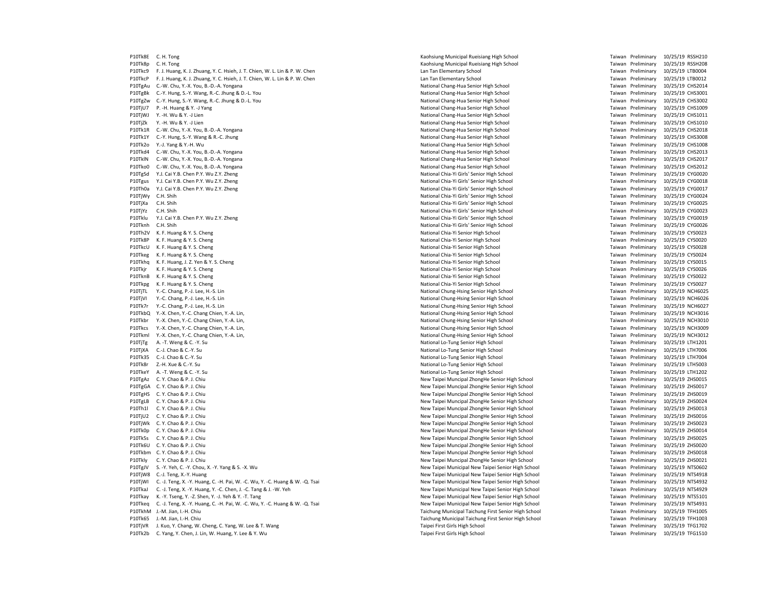| | | | | | |
|---|---|---|---|---|---|
| P10Tk8E | C. H. Tong | Kaohsiung Municipal Rueisiang High School | Taiwan | Preliminary | 10/25/19 RSSH210 |
| P10Tk8p | C. H. Tong | Kaohsiung Municipal Rueisiang High School | Taiwan | Preliminary | 10/25/19 RSSH208 |
| P10Tkc9 | F. J. Huang, K. J. Zhuang, Y. C. Hsieh, J. T. Chien, W. L. Lin & P. W. Chen | Lan Tan Elementary School | Taiwan | Preliminary | 10/25/19 LTB0004 |
| P10TkcP | F. J. Huang, K. J. Zhuang, Y. C. Hsieh, J. T. Chien, W. L. Lin & P. W. Chen | Lan Tan Elementary School | Taiwan | Preliminary | 10/25/19 LTB0012 |
| P10TgAu | C.-W. Chu, Y.-X. You, B.-D.-A. Yongana | National Chang-Hua Senior High School | Taiwan | Preliminary | 10/25/19 CHS2014 |
| P10TgBk | C.-Y. Hung, S.-Y. Wang, R.-C. Jhung & D.-L. You | National Chang-Hua Senior High School | Taiwan | Preliminary | 10/25/19 CHS3001 |
| P10TgZw | C.-Y. Hung, S.-Y. Wang, R.-C. Jhung & D.-L. You | National Chang-Hua Senior High School | Taiwan | Preliminary | 10/25/19 CHS3002 |
| P10TjU7 | P. -H. Huang & Y. -J Yang | National Chang-Hua Senior High School | Taiwan | Preliminary | 10/25/19 CHS1009 |
| P10TjWJ | Y. -H. Wu & Y. -J Lien | National Chang-Hua Senior High School | Taiwan | Preliminary | 10/25/19 CHS1011 |
| P10TjZk | Y. -H. Wu & Y. -J Lien | National Chang-Hua Senior High School | Taiwan | Preliminary | 10/25/19 CHS1010 |
| P10Tk1R | C.-W. Chu, Y.-X. You, B.-D.-A. Yongana | National Chang-Hua Senior High School | Taiwan | Preliminary | 10/25/19 CHS2018 |
| P10Tk1Y | C.-Y. Hung, S.-Y. Wang & R.-C. Jhung | National Chang-Hua Senior High School | Taiwan | Preliminary | 10/25/19 CHS3008 |
| P10Tk2o | Y.-J. Yang & Y.-H. Wu | National Chang-Hua Senior High School | Taiwan | Preliminary | 10/25/19 CHS1008 |
| P10Tkd4 | C.-W. Chu, Y.-X. You, B.-D.-A. Yongana | National Chang-Hua Senior High School | Taiwan | Preliminary | 10/25/19 CHS2013 |
| P10TklN | C.-W. Chu, Y.-X. You, B.-D.-A. Yongana | National Chang-Hua Senior High School | Taiwan | Preliminary | 10/25/19 CHS2017 |
| P10Tko0 | C.-W. Chu, Y.-X. You, B.-D.-A. Yongana | National Chang-Hua Senior High School | Taiwan | Preliminary | 10/25/19 CHS2012 |
| P10TgSd | Y.J. Cai Y.B. Chen P.Y. Wu Z.Y. Zheng | National Chia-Yi Girls' Senior High School | Taiwan | Preliminary | 10/25/19 CYG0020 |
| P10Tgus | Y.J. Cai Y.B. Chen P.Y. Wu Z.Y. Zheng | National Chia-Yi Girls' Senior High School | Taiwan | Preliminary | 10/25/19 CYG0018 |
| P10Th0a | Y.J. Cai Y.B. Chen P.Y. Wu Z.Y. Zheng | National Chia-Yi Girls' Senior High School | Taiwan | Preliminary | 10/25/19 CYG0017 |
| P10TjWy | C.H. Shih | National Chia-Yi Girls' Senior High School | Taiwan | Preliminary | 10/25/19 CYG0024 |
| P10TjXa | C.H. Shih | National Chia-Yi Girls' Senior High School | Taiwan | Preliminary | 10/25/19 CYG0025 |
| P10TjYz | C.H. Shih | National Chia-Yi Girls' Senior High School | Taiwan | Preliminary | 10/25/19 CYG0023 |
| P10Tklu | Y.J. Cai Y.B. Chen P.Y. Wu Z.Y. Zheng | National Chia-Yi Girls' Senior High School | Taiwan | Preliminary | 10/25/19 CYG0019 |
| P10Tknh | C.H. Shih | National Chia-Yi Girls' Senior High School | Taiwan | Preliminary | 10/25/19 CYG0026 |
| P10Th2V | K. F. Huang & Y. S. Cheng | National Chia-Yi Senior High School | Taiwan | Preliminary | 10/25/19 CYS0023 |
| P10Tk8P | K. F. Huang & Y. S. Cheng | National Chia-Yi Senior High School | Taiwan | Preliminary | 10/25/19 CYS0020 |
| P10TkcU | K. F. Huang & Y. S. Cheng | National Chia-Yi Senior High School | Taiwan | Preliminary | 10/25/19 CYS0028 |
| P10Tkeg | K. F. Huang & Y. S. Cheng | National Chia-Yi Senior High School | Taiwan | Preliminary | 10/25/19 CYS0024 |
| P10Tkhq | K. F. Huang, J. Z. Yen & Y. S. Cheng | National Chia-Yi Senior High School | Taiwan | Preliminary | 10/25/19 CYS0015 |
| P10Tkjr | K. F. Huang & Y. S. Cheng | National Chia-Yi Senior High School | Taiwan | Preliminary | 10/25/19 CYS0026 |
| P10TknB | K. F. Huang & Y. S. Cheng | National Chia-Yi Senior High School | Taiwan | Preliminary | 10/25/19 CYS0022 |
| P10Tkpg | K. F. Huang & Y. S. Cheng | National Chia-Yi Senior High School | Taiwan | Preliminary | 10/25/19 CYS0027 |
| P10TjTL | Y.-C. Chang, P.-J. Lee, H.-S. Lin | National Chung-Hsing Senior High School | Taiwan | Preliminary | 10/25/19 NCH6025 |
| P10TjVI | Y.-C. Chang, P.-J. Lee, H.-S. Lin | National Chung-Hsing Senior High School | Taiwan | Preliminary | 10/25/19 NCH6026 |
| P10Tk7r | Y.-C. Chang, P.-J. Lee, H.-S. Lin | National Chung-Hsing Senior High School | Taiwan | Preliminary | 10/25/19 NCH6027 |
| P10TkbQ | Y.-X. Chen, Y.-C. Chang Chien, Y.-A. Lin, | National Chung-Hsing Senior High School | Taiwan | Preliminary | 10/25/19 NCH3016 |
| P10Tkbr | Y.-X. Chen, Y.-C. Chang Chien, Y.-A. Lin, | National Chung-Hsing Senior High School | Taiwan | Preliminary | 10/25/19 NCH3010 |
| P10Tkcs | Y.-X. Chen, Y.-C. Chang Chien, Y.-A. Lin, | National Chung-Hsing Senior High School | Taiwan | Preliminary | 10/25/19 NCH3009 |
| P10Tkml | Y.-X. Chen, Y.-C. Chang Chien, Y.-A. Lin, | National Chung-Hsing Senior High School | Taiwan | Preliminary | 10/25/19 NCH3012 |
| P10TjTg | A. -T. Weng & C. -Y. Su | National Lo-Tung Senior High School | Taiwan | Preliminary | 10/25/19 LTH1201 |
| P10TjXA | C.-J. Chao & C.-Y. Su | National Lo-Tung Senior High School | Taiwan | Preliminary | 10/25/19 LTH7006 |
| P10Tk35 | C.-J. Chao & C.-Y. Su | National Lo-Tung Senior High School | Taiwan | Preliminary | 10/25/19 LTH7004 |
| P10Tk8r | Z.-H. Xue & C.-Y. Su | National Lo-Tung Senior High School | Taiwan | Preliminary | 10/25/19 LTH5003 |
| P10TkeY | A. -T. Weng & C. -Y. Su | National Lo-Tung Senior High School | Taiwan | Preliminary | 10/25/19 LTH1202 |
| P10TgAz | C. Y. Chao & P. J. Chiu | New Taipei Muncipal ZhongHe Senior High School | Taiwan | Preliminary | 10/25/19 ZHS0015 |
| P10TgGA | C. Y. Chao & P. J. Chiu | New Taipei Muncipal ZhongHe Senior High School | Taiwan | Preliminary | 10/25/19 ZHS0017 |
| P10TgHS | C. Y. Chao & P. J. Chiu | New Taipei Muncipal ZhongHe Senior High School | Taiwan | Preliminary | 10/25/19 ZHS0019 |
| P10TgLB | C. Y. Chao & P. J. Chiu | New Taipei Muncipal ZhongHe Senior High School | Taiwan | Preliminary | 10/25/19 ZHS0024 |
| P10Th1l | C. Y. Chao & P. J. Chiu | New Taipei Muncipal ZhongHe Senior High School | Taiwan | Preliminary | 10/25/19 ZHS0013 |
| P10TjU2 | C. Y. Chao & P. J. Chiu | New Taipei Muncipal ZhongHe Senior High School | Taiwan | Preliminary | 10/25/19 ZHS0016 |
| P10TjWk | C. Y. Chao & P. J. Chiu | New Taipei Muncipal ZhongHe Senior High School | Taiwan | Preliminary | 10/25/19 ZHS0023 |
| P10Tk0p | C. Y. Chao & P. J. Chiu | New Taipei Muncipal ZhongHe Senior High School | Taiwan | Preliminary | 10/25/19 ZHS0014 |
| P10Tk5s | C. Y. Chao & P. J. Chiu | New Taipei Muncipal ZhongHe Senior High School | Taiwan | Preliminary | 10/25/19 ZHS0025 |
| P10Tk6U | C. Y. Chao & P. J. Chiu | New Taipei Muncipal ZhongHe Senior High School | Taiwan | Preliminary | 10/25/19 ZHS0020 |
| P10Tkbm | C. Y. Chao & P. J. Chiu | New Taipei Muncipal ZhongHe Senior High School | Taiwan | Preliminary | 10/25/19 ZHS0018 |
| P10Tkly | C. Y. Chao & P. J. Chiu | New Taipei Muncipal ZhongHe Senior High School | Taiwan | Preliminary | 10/25/19 ZHS0021 |
| P10TgJV | S. -Y. Yeh, C. -Y. Chou, X. -Y. Yang & S. -X. Wu | New Taipei Municipal New Taipei Senior High School | Taiwan | Preliminary | 10/25/19 NTS0602 |
| P10TjW8 | C.-J. Teng, X.-Y. Huang | New Taipei Municipal New Taipei Senior High School | Taiwan | Preliminary | 10/25/19 NTS4918 |
| P10TjWl | C. -J. Teng, X. -Y. Huang, C. -H. Pai, W. -C. Wu, Y. -C. Huang & W. -Q. Tsai | New Taipei Municipal New Taipei Senior High School | Taiwan | Preliminary | 10/25/19 NTS4932 |
| P10TkaJ | C. -J. Teng, X. -Y. Huang, Y. -C. Chen, J. -C. Tang & J. -W. Yeh | New Taipei Municipal New Taipei Senior High School | Taiwan | Preliminary | 10/25/19 NTS4929 |
| P10Tkay | K. -Y. Tseng, Y. -Z. Shen, Y. -J. Yeh & Y. -T. Tang | New Taipei Municipal New Taipei Senior High School | Taiwan | Preliminary | 10/25/19 NTS5101 |
| P10Tkeq | C. -J. Teng, X. -Y. Huang, C. -H. Pai, W. -C. Wu, Y. -C. Huang & W. -Q. Tsai | New Taipei Municipal New Taipei Senior High School | Taiwan | Preliminary | 10/25/19 NTS4931 |
| P10TkhM | J.-M. Jian, I.-H. Chiu | Taichung Municipal Taichung First Senior High School | Taiwan | Preliminary | 10/25/19 TFH1005 |
| P10Tk65 | J.-M. Jian, I.-H. Chiu | Taichung Municipal Taichung First Senior High School | Taiwan | Preliminary | 10/25/19 TFH1003 |
| P10TjVR | J. Kuo, Y. Chang, W. Cheng, C. Yang, W. Lee & T. Wang | Taipei First Girls High School | Taiwan | Preliminary | 10/25/19 TFG1702 |
| P10Tk2b | C. Yang, Y. Chen, J. Lin, W. Huang, Y. Lee & Y. Wu | Taipei First Girls High School | Taiwan | Preliminary | 10/25/19 TFG1510 |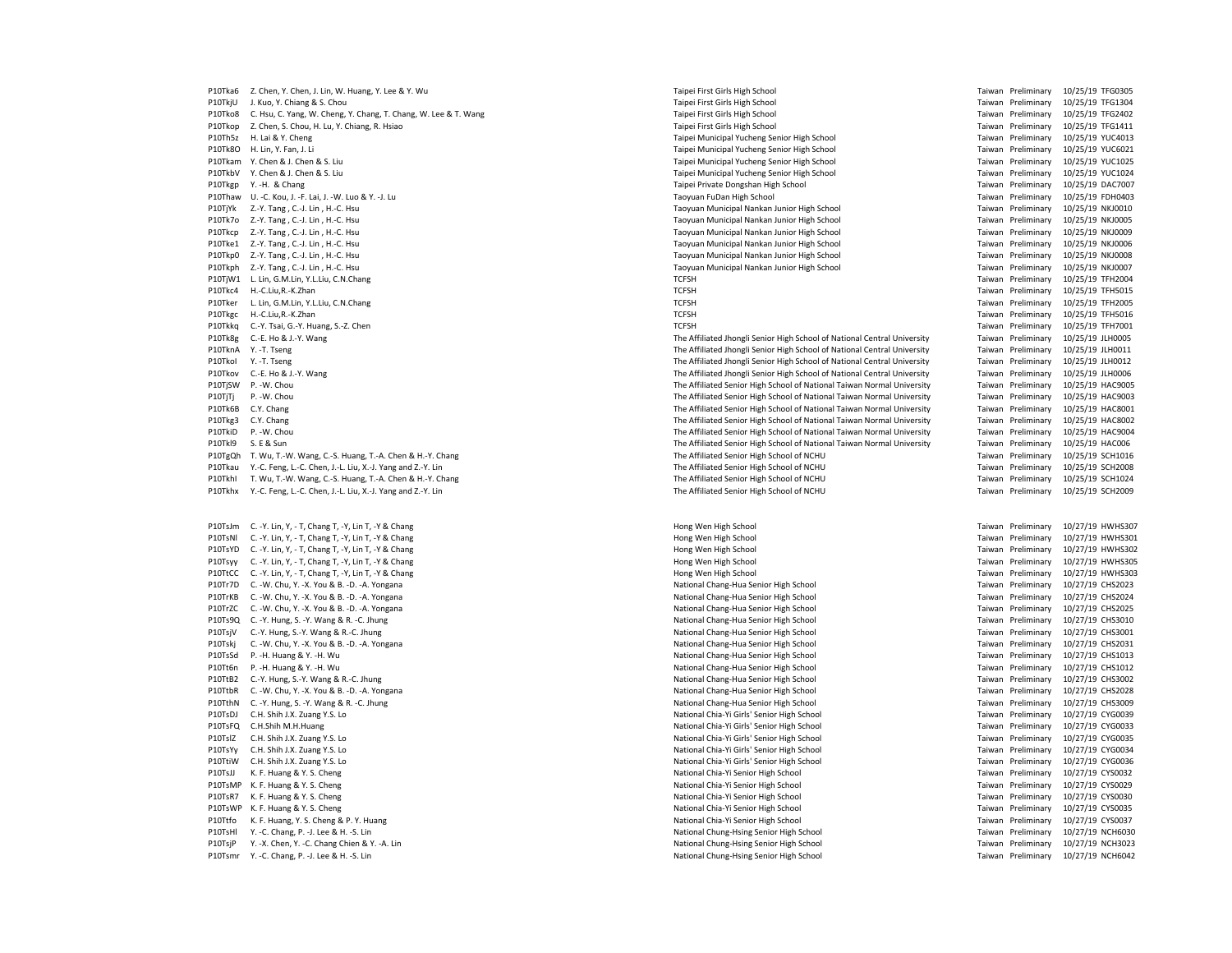| | | | | | | |
|---|---|---|---|---|---|---|
| P10Tka6 | Z. Chen, Y. Chen, J. Lin, W. Huang, Y. Lee & Y. Wu | Taipei First Girls High School | Taiwan | Preliminary | 10/25/19 | TFG0305 |
| P10TkjU | J. Kuo, Y. Chiang & S. Chou | Taipei First Girls High School | Taiwan | Preliminary | 10/25/19 | TFG1304 |
| P10Tko8 | C. Hsu, C. Yang, W. Cheng, Y. Chang, T. Chang, W. Lee & T. Wang | Taipei First Girls High School | Taiwan | Preliminary | 10/25/19 | TFG2402 |
| P10Tkop | Z. Chen, S. Chou, H. Lu, Y. Chiang, R. Hsiao | Taipei First Girls High School | Taiwan | Preliminary | 10/25/19 | TFG1411 |
| P10Th5z | H. Lai & Y. Cheng | Taipei Municipal Yucheng Senior High School | Taiwan | Preliminary | 10/25/19 | YUC4013 |
| P10Tk8O | H. Lin, Y. Fan, J. Li | Taipei Municipal Yucheng Senior High School | Taiwan | Preliminary | 10/25/19 | YUC6021 |
| P10Tkam | Y. Chen & J. Chen & S. Liu | Taipei Municipal Yucheng Senior High School | Taiwan | Preliminary | 10/25/19 | YUC1025 |
| P10TkbV | Y. Chen & J. Chen & S. Liu | Taipei Municipal Yucheng Senior High School | Taiwan | Preliminary | 10/25/19 | YUC1024 |
| P10Tkgp | Y. -H. & Chang | Taipei Private Dongshan High School | Taiwan | Preliminary | 10/25/19 | DAC7007 |
| P10Thaw | U. -C. Kou, J. -F. Lai, J. -W. Luo & Y. -J. Lu | Taoyuan FuDan High School | Taiwan | Preliminary | 10/25/19 | FDH0403 |
| P10TjYk | Z.-Y. Tang , C.-J. Lin , H.-C. Hsu | Taoyuan Municipal Nankan Junior High School | Taiwan | Preliminary | 10/25/19 | NKJ0010 |
| P10Tk7o | Z.-Y. Tang , C.-J. Lin , H.-C. Hsu | Taoyuan Municipal Nankan Junior High School | Taiwan | Preliminary | 10/25/19 | NKJ0005 |
| P10Tkcp | Z.-Y. Tang , C.-J. Lin , H.-C. Hsu | Taoyuan Municipal Nankan Junior High School | Taiwan | Preliminary | 10/25/19 | NKJ0009 |
| P10Tke1 | Z.-Y. Tang , C.-J. Lin , H.-C. Hsu | Taoyuan Municipal Nankan Junior High School | Taiwan | Preliminary | 10/25/19 | NKJ0006 |
| P10Tkp0 | Z.-Y. Tang , C.-J. Lin , H.-C. Hsu | Taoyuan Municipal Nankan Junior High School | Taiwan | Preliminary | 10/25/19 | NKJ0008 |
| P10Tkph | Z.-Y. Tang , C.-J. Lin , H.-C. Hsu | Taoyuan Municipal Nankan Junior High School | Taiwan | Preliminary | 10/25/19 | NKJ0007 |
| P10TjW1 | L. Lin, G.M.Lin, Y.L.Liu, C.N.Chang | TCFSH | Taiwan | Preliminary | 10/25/19 | TFH2004 |
| P10Tkc4 | H.-C.Liu,R.-K.Zhan | TCFSH | Taiwan | Preliminary | 10/25/19 | TFH5015 |
| P10Tker | L. Lin, G.M.Lin, Y.L.Liu, C.N.Chang | TCFSH | Taiwan | Preliminary | 10/25/19 | TFH2005 |
| P10Tkgc | H.-C.Liu,R.-K.Zhan | TCFSH | Taiwan | Preliminary | 10/25/19 | TFH5016 |
| P10Tkkq | C.-Y. Tsai, G.-Y. Huang, S.-Z. Chen | TCFSH | Taiwan | Preliminary | 10/25/19 | TFH7001 |
| P10Tk8g | C.-E. Ho & J.-Y. Wang | The Affiliated Jhongli Senior High School of National Central University | Taiwan | Preliminary | 10/25/19 | JLH0005 |
| P10TknA | Y. -T. Tseng | The Affiliated Jhongli Senior High School of National Central University | Taiwan | Preliminary | 10/25/19 | JLH0011 |
| P10TkoI | Y. -T. Tseng | The Affiliated Jhongli Senior High School of National Central University | Taiwan | Preliminary | 10/25/19 | JLH0012 |
| P10Tkov | C.-E. Ho & J.-Y. Wang | The Affiliated Jhongli Senior High School of National Central University | Taiwan | Preliminary | 10/25/19 | JLH0006 |
| P10TjSW | P. -W. Chou | The Affiliated Senior High School of National Taiwan Normal University | Taiwan | Preliminary | 10/25/19 | HAC9005 |
| P10TjTj | P. -W. Chou | The Affiliated Senior High School of National Taiwan Normal University | Taiwan | Preliminary | 10/25/19 | HAC9003 |
| P10Tk6B | C.Y. Chang | The Affiliated Senior High School of National Taiwan Normal University | Taiwan | Preliminary | 10/25/19 | HAC8001 |
| P10Tkg3 | C.Y. Chang | The Affiliated Senior High School of National Taiwan Normal University | Taiwan | Preliminary | 10/25/19 | HAC8002 |
| P10TkiD | P. -W. Chou | The Affiliated Senior High School of National Taiwan Normal University | Taiwan | Preliminary | 10/25/19 | HAC9004 |
| P10Tkl9 | S. E & Sun | The Affiliated Senior High School of National Taiwan Normal University | Taiwan | Preliminary | 10/25/19 | HAC006 |
| P10TgQh | T. Wu, T.-W. Wang, C.-S. Huang, T.-A. Chen & H.-Y. Chang | The Affiliated Senior High School of NCHU | Taiwan | Preliminary | 10/25/19 | SCH1016 |
| P10Tkau | Y.-C. Feng, L.-C. Chen, J.-L. Liu, X.-J. Yang and Z.-Y. Lin | The Affiliated Senior High School of NCHU | Taiwan | Preliminary | 10/25/19 | SCH2008 |
| P10TkhI | T. Wu, T.-W. Wang, C.-S. Huang, T.-A. Chen & H.-Y. Chang | The Affiliated Senior High School of NCHU | Taiwan | Preliminary | 10/25/19 | SCH1024 |
| P10Tkhx | Y.-C. Feng, L.-C. Chen, J.-L. Liu, X.-J. Yang and Z.-Y. Lin | The Affiliated Senior High School of NCHU | Taiwan | Preliminary | 10/25/19 | SCH2009 |
| P10TsJm | C. -Y. Lin, Y, - T, Chang T, -Y, Lin T, -Y & Chang | Hong Wen High School | Taiwan | Preliminary | 10/27/19 | HWHS307 |
| P10TsNl | C. -Y. Lin, Y, - T, Chang T, -Y, Lin T, -Y & Chang | Hong Wen High School | Taiwan | Preliminary | 10/27/19 | HWHS301 |
| P10TsYD | C. -Y. Lin, Y, - T, Chang T, -Y, Lin T, -Y & Chang | Hong Wen High School | Taiwan | Preliminary | 10/27/19 | HWHS302 |
| P10Tsyy | C. -Y. Lin, Y, - T, Chang T, -Y, Lin T, -Y & Chang | Hong Wen High School | Taiwan | Preliminary | 10/27/19 | HWHS305 |
| P10TtCC | C. -Y. Lin, Y, - T, Chang T, -Y, Lin T, -Y & Chang | Hong Wen High School | Taiwan | Preliminary | 10/27/19 | HWHS303 |
| P10Tr7D | C. -W. Chu, Y. -X. You & B. -D. -A. Yongana | National Chang-Hua Senior High School | Taiwan | Preliminary | 10/27/19 | CHS2023 |
| P10TrKB | C. -W. Chu, Y. -X. You & B. -D. -A. Yongana | National Chang-Hua Senior High School | Taiwan | Preliminary | 10/27/19 | CHS2024 |
| P10TrZC | C. -W. Chu, Y. -X. You & B. -D. -A. Yongana | National Chang-Hua Senior High School | Taiwan | Preliminary | 10/27/19 | CHS2025 |
| P10Ts9Q | C. -Y. Hung, S. -Y. Wang & R. -C. Jhung | National Chang-Hua Senior High School | Taiwan | Preliminary | 10/27/19 | CHS3010 |
| P10TsjV | C.-Y. Hung, S.-Y. Wang & R.-C. Jhung | National Chang-Hua Senior High School | Taiwan | Preliminary | 10/27/19 | CHS3001 |
| P10Tskj | C. -W. Chu, Y. -X. You & B. -D. -A. Yongana | National Chang-Hua Senior High School | Taiwan | Preliminary | 10/27/19 | CHS2031 |
| P10TsSd | P. -H. Huang & Y. -H. Wu | National Chang-Hua Senior High School | Taiwan | Preliminary | 10/27/19 | CHS1013 |
| P10Tt6n | P. -H. Huang & Y. -H. Wu | National Chang-Hua Senior High School | Taiwan | Preliminary | 10/27/19 | CHS1012 |
| P10TtB2 | C.-Y. Hung, S.-Y. Wang & R.-C. Jhung | National Chang-Hua Senior High School | Taiwan | Preliminary | 10/27/19 | CHS3002 |
| P10TtbR | C. -W. Chu, Y. -X. You & B. -D. -A. Yongana | National Chang-Hua Senior High School | Taiwan | Preliminary | 10/27/19 | CHS2028 |
| P10TthN | C. -Y. Hung, S. -Y. Wang & R. -C. Jhung | National Chang-Hua Senior High School | Taiwan | Preliminary | 10/27/19 | CHS3009 |
| P10TsDJ | C.H. Shih J.X. Zuang Y.S. Lo | National Chia-Yi Girls' Senior High School | Taiwan | Preliminary | 10/27/19 | CYG0039 |
| P10TsFQ | C.H.Shih M.H.Huang | National Chia-Yi Girls' Senior High School | Taiwan | Preliminary | 10/27/19 | CYG0033 |
| P10TslZ | C.H. Shih J.X. Zuang Y.S. Lo | National Chia-Yi Girls' Senior High School | Taiwan | Preliminary | 10/27/19 | CYG0035 |
| P10TsYy | C.H. Shih J.X. Zuang Y.S. Lo | National Chia-Yi Girls' Senior High School | Taiwan | Preliminary | 10/27/19 | CYG0034 |
| P10TtiW | C.H. Shih J.X. Zuang Y.S. Lo | National Chia-Yi Girls' Senior High School | Taiwan | Preliminary | 10/27/19 | CYG0036 |
| P10TsJJ | K. F. Huang & Y. S. Cheng | National Chia-Yi Senior High School | Taiwan | Preliminary | 10/27/19 | CYS0032 |
| P10TsMP | K. F. Huang & Y. S. Cheng | National Chia-Yi Senior High School | Taiwan | Preliminary | 10/27/19 | CYS0029 |
| P10TsR7 | K. F. Huang & Y. S. Cheng | National Chia-Yi Senior High School | Taiwan | Preliminary | 10/27/19 | CYS0030 |
| P10TsWP | K. F. Huang & Y. S. Cheng | National Chia-Yi Senior High School | Taiwan | Preliminary | 10/27/19 | CYS0035 |
| P10Ttfo | K. F. Huang, Y. S. Cheng & P. Y. Huang | National Chia-Yi Senior High School | Taiwan | Preliminary | 10/27/19 | CYS0037 |
| P10TsHl | Y. -C. Chang, P. -J. Lee & H. -S. Lin | National Chung-Hsing Senior High School | Taiwan | Preliminary | 10/27/19 | NCH6030 |
| P10TsjP | Y. -X. Chen, Y. -C. Chang Chien & Y. -A. Lin | National Chung-Hsing Senior High School | Taiwan | Preliminary | 10/27/19 | NCH3023 |
| P10Tsmr | Y. -C. Chang, P. -J. Lee & H. -S. Lin | National Chung-Hsing Senior High School | Taiwan | Preliminary | 10/27/19 | NCH6042 |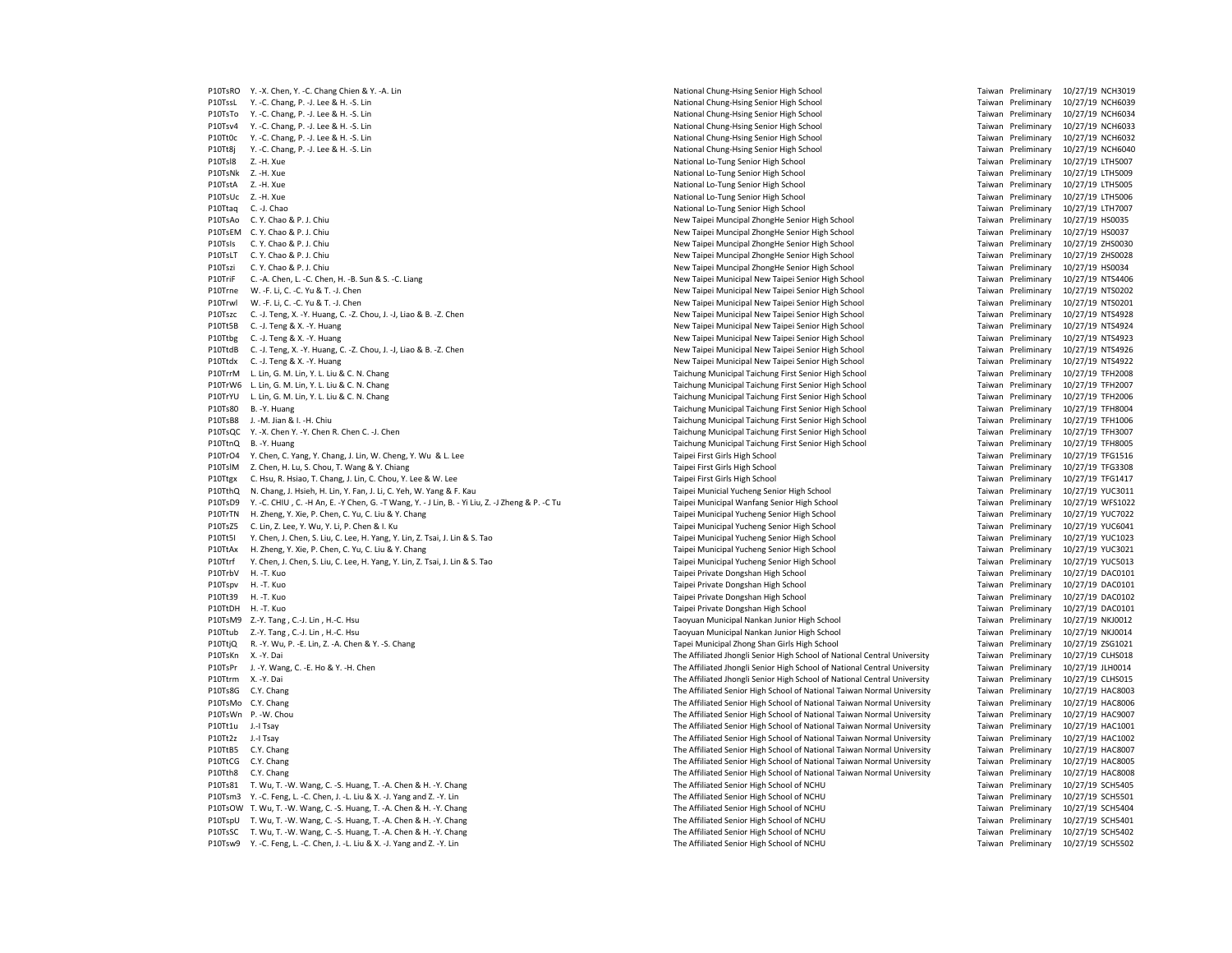| | | | | | | |
|---|---|---|---|---|---|---|
| P10TsRO | Y. -X. Chen, Y. -C. Chang Chien & Y. -A. Lin | National Chung-Hsing Senior High School | Taiwan | Preliminary | 10/27/19 | NCH3019 |
| P10TssL | Y. -C. Chang, P. -J. Lee & H. -S. Lin | National Chung-Hsing Senior High School | Taiwan | Preliminary | 10/27/19 | NCH6039 |
| P10TsTo | Y. -C. Chang, P. -J. Lee & H. -S. Lin | National Chung-Hsing Senior High School | Taiwan | Preliminary | 10/27/19 | NCH6034 |
| P10Tsv4 | Y. -C. Chang, P. -J. Lee & H. -S. Lin | National Chung-Hsing Senior High School | Taiwan | Preliminary | 10/27/19 | NCH6033 |
| P10Tt0c | Y. -C. Chang, P. -J. Lee & H. -S. Lin | National Chung-Hsing Senior High School | Taiwan | Preliminary | 10/27/19 | NCH6032 |
| P10Tt8j | Y. -C. Chang, P. -J. Lee & H. -S. Lin | National Chung-Hsing Senior High School | Taiwan | Preliminary | 10/27/19 | NCH6040 |
| P10Tsl8 | Z. -H. Xue | National Lo-Tung Senior High School | Taiwan | Preliminary | 10/27/19 | LTH5007 |
| P10TsNk | Z. -H. Xue | National Lo-Tung Senior High School | Taiwan | Preliminary | 10/27/19 | LTH5009 |
| P10TstA | Z. -H. Xue | National Lo-Tung Senior High School | Taiwan | Preliminary | 10/27/19 | LTH5005 |
| P10TsUc | Z. -H. Xue | National Lo-Tung Senior High School | Taiwan | Preliminary | 10/27/19 | LTH5006 |
| P10Ttaq | C. -J. Chao | National Lo-Tung Senior High School | Taiwan | Preliminary | 10/27/19 | LTH7007 |
| P10TsAo | C. Y. Chao & P. J. Chiu | New Taipei Muncipal ZhongHe Senior High School | Taiwan | Preliminary | 10/27/19 | HS0035 |
| P10TsEM | C. Y. Chao & P. J. Chiu | New Taipei Muncipal ZhongHe Senior High School | Taiwan | Preliminary | 10/27/19 | HS0037 |
| P10TsIs | C. Y. Chao & P. J. Chiu | New Taipei Muncipal ZhongHe Senior High School | Taiwan | Preliminary | 10/27/19 | ZHS0030 |
| P10TsLT | C. Y. Chao & P. J. Chiu | New Taipei Muncipal ZhongHe Senior High School | Taiwan | Preliminary | 10/27/19 | ZHS0028 |
| P10Tszi | C. Y. Chao & P. J. Chiu | New Taipei Muncipal ZhongHe Senior High School | Taiwan | Preliminary | 10/27/19 | HS0034 |
| P10TriF | C. -A. Chen, L. -C. Chen, H. -B. Sun & S. -C. Liang | New Taipei Municipal New Taipei Senior High School | Taiwan | Preliminary | 10/27/19 | NTS4406 |
| P10Trne | W. -F. Li, C. -C. Yu & T. -J. Chen | New Taipei Municipal New Taipei Senior High School | Taiwan | Preliminary | 10/27/19 | NTS0202 |
| P10Trwl | W. -F. Li, C. -C. Yu & T. -J. Chen | New Taipei Municipal New Taipei Senior High School | Taiwan | Preliminary | 10/27/19 | NTS0201 |
| P10Tszc | C. -J. Teng, X. -Y. Huang, C. -Z. Chou, J. -J, Liao & B. -Z. Chen | New Taipei Municipal New Taipei Senior High School | Taiwan | Preliminary | 10/27/19 | NTS4928 |
| P10Tt5B | C. -J. Teng & X. -Y. Huang | New Taipei Municipal New Taipei Senior High School | Taiwan | Preliminary | 10/27/19 | NTS4924 |
| P10Ttbg | C. -J. Teng & X. -Y. Huang | New Taipei Municipal New Taipei Senior High School | Taiwan | Preliminary | 10/27/19 | NTS4923 |
| P10TtdB | C. -J. Teng, X. -Y. Huang, C. -Z. Chou, J. -J, Liao & B. -Z. Chen | New Taipei Municipal New Taipei Senior High School | Taiwan | Preliminary | 10/27/19 | NTS4926 |
| P10Ttdx | C. -J. Teng & X. -Y. Huang | New Taipei Municipal New Taipei Senior High School | Taiwan | Preliminary | 10/27/19 | NTS4922 |
| P10TrrM | L. Lin, G. M. Lin, Y. L. Liu & C. N. Chang | Taichung Municipal Taichung First Senior High School | Taiwan | Preliminary | 10/27/19 | TFH2008 |
| P10TrW6 | L. Lin, G. M. Lin, Y. L. Liu & C. N. Chang | Taichung Municipal Taichung First Senior High School | Taiwan | Preliminary | 10/27/19 | TFH2007 |
| P10TrYU | L. Lin, G. M. Lin, Y. L. Liu & C. N. Chang | Taichung Municipal Taichung First Senior High School | Taiwan | Preliminary | 10/27/19 | TFH2006 |
| P10Ts80 | B. -Y. Huang | Taichung Municipal Taichung First Senior High School | Taiwan | Preliminary | 10/27/19 | TFH8004 |
| P10TsB8 | J. -M. Jian & I. -H. Chiu | Taichung Municipal Taichung First Senior High School | Taiwan | Preliminary | 10/27/19 | TFH1006 |
| P10TsQC | Y. -X. Chen Y. -Y. Chen R. Chen C. -J. Chen | Taichung Municipal Taichung First Senior High School | Taiwan | Preliminary | 10/27/19 | TFH3007 |
| P10TtnQ | B. -Y. Huang | Taichung Municipal Taichung First Senior High School | Taiwan | Preliminary | 10/27/19 | TFH8005 |
| P10TrO4 | Y. Chen, C. Yang, Y. Chang, J. Lin, W. Cheng, Y. Wu & L. Lee | Taipei First Girls High School | Taiwan | Preliminary | 10/27/19 | TFG1516 |
| P10TslM | Z. Chen, H. Lu, S. Chou, T. Wang & Y. Chiang | Taipei First Girls High School | Taiwan | Preliminary | 10/27/19 | TFG3308 |
| P10Ttgx | C. Hsu, R. Hsiao, T. Chang, J. Lin, C. Chou, Y. Lee & W. Lee | Taipei First Girls High School | Taiwan | Preliminary | 10/27/19 | TFG1417 |
| P10TthQ | N. Chang, J. Hsieh, H. Lin, Y. Fan, J. Li, C. Yeh, W. Yang & F. Kau | Taipei Municial Yucheng Senior High School | Taiwan | Preliminary | 10/27/19 | YUC3011 |
| P10TsD9 | Y. -C. CHIU , C. -H An, E. -Y Chen, G. -T Wang, Y. - J Lin, B. - Yi Liu, Z. -J Zheng & P. -C Tu | Taipei Municipal Wanfang Senior High School | Taiwan | Preliminary | 10/27/19 | WFS1022 |
| P10TrTN | H. Zheng, Y. Xie, P. Chen, C. Yu, C. Liu & Y. Chang | Taipei Municipal Yucheng Senior High School | Taiwan | Preliminary | 10/27/19 | YUC7022 |
| P10TsZ5 | C. Lin, Z. Lee, Y. Wu, Y. Li, P. Chen & I. Ku | Taipei Municipal Yucheng Senior High School | Taiwan | Preliminary | 10/27/19 | YUC6041 |
| P10Tt5I | Y. Chen, J. Chen, S. Liu, C. Lee, H. Yang, Y. Lin, Z. Tsai, J. Lin & S. Tao | Taipei Municipal Yucheng Senior High School | Taiwan | Preliminary | 10/27/19 | YUC1023 |
| P10TtAx | H. Zheng, Y. Xie, P. Chen, C. Yu, C. Liu & Y. Chang | Taipei Municipal Yucheng Senior High School | Taiwan | Preliminary | 10/27/19 | YUC3021 |
| P10Ttrf | Y. Chen, J. Chen, S. Liu, C. Lee, H. Yang, Y. Lin, Z. Tsai, J. Lin & S. Tao | Taipei Municipal Yucheng Senior High School | Taiwan | Preliminary | 10/27/19 | YUC5013 |
| P10TrbV | H. -T. Kuo | Taipei Private Dongshan High School | Taiwan | Preliminary | 10/27/19 | DAC0101 |
| P10Tspv | H. -T. Kuo | Taipei Private Dongshan High School | Taiwan | Preliminary | 10/27/19 | DAC0101 |
| P10Tt39 | H. -T. Kuo | Taipei Private Dongshan High School | Taiwan | Preliminary | 10/27/19 | DAC0102 |
| P10TtDH | H. -T. Kuo | Taipei Private Dongshan High School | Taiwan | Preliminary | 10/27/19 | DAC0101 |
| P10TsM9 | Z.-Y. Tang , C.-J. Lin , H.-C. Hsu | Taoyuan Municipal Nankan Junior High School | Taiwan | Preliminary | 10/27/19 | NKJ0012 |
| P10Ttub | Z.-Y. Tang , C.-J. Lin , H.-C. Hsu | Taoyuan Municipal Nankan Junior High School | Taiwan | Preliminary | 10/27/19 | NKJ0014 |
| P10TtjQ | R. -Y. Wu, P. -E. Lin, Z. -A. Chen & Y. -S. Chang | Tapei Municipal Zhong Shan Girls High School | Taiwan | Preliminary | 10/27/19 | ZSG1021 |
| P10TsKn | X. -Y. Dai | The Affiliated Jhongli Senior High School of National Central University | Taiwan | Preliminary | 10/27/19 | CLHS018 |
| P10TsPr | J. -Y. Wang, C. -E. Ho & Y. -H. Chen | The Affiliated Jhongli Senior High School of National Central University | Taiwan | Preliminary | 10/27/19 | JLH0014 |
| P10Ttrm | X. -Y. Dai | The Affiliated Jhongli Senior High School of National Central University | Taiwan | Preliminary | 10/27/19 | CLHS015 |
| P10Ts8G | C.Y. Chang | The Affiliated Senior High School of National Taiwan Normal University | Taiwan | Preliminary | 10/27/19 | HAC8003 |
| P10TsMo | C.Y. Chang | The Affiliated Senior High School of National Taiwan Normal University | Taiwan | Preliminary | 10/27/19 | HAC8006 |
| P10TsWn | P. -W. Chou | The Affiliated Senior High School of National Taiwan Normal University | Taiwan | Preliminary | 10/27/19 | HAC9007 |
| P10Tt1u | J.-I Tsay | The Affiliated Senior High School of National Taiwan Normal University | Taiwan | Preliminary | 10/27/19 | HAC1001 |
| P10Tt2z | J.-I Tsay | The Affiliated Senior High School of National Taiwan Normal University | Taiwan | Preliminary | 10/27/19 | HAC1002 |
| P10TtB5 | C.Y. Chang | The Affiliated Senior High School of National Taiwan Normal University | Taiwan | Preliminary | 10/27/19 | HAC8007 |
| P10TtCG | C.Y. Chang | The Affiliated Senior High School of National Taiwan Normal University | Taiwan | Preliminary | 10/27/19 | HAC8005 |
| P10Tth8 | C.Y. Chang | The Affiliated Senior High School of National Taiwan Normal University | Taiwan | Preliminary | 10/27/19 | HAC8008 |
| P10Ts81 | T. Wu, T. -W. Wang, C. -S. Huang, T. -A. Chen & H. -Y. Chang | The Affiliated Senior High School of NCHU | Taiwan | Preliminary | 10/27/19 | SCH5405 |
| P10Tsm3 | Y. -C. Feng, L. -C. Chen, J. -L. Liu & X. -J. Yang and Z. -Y. Lin | The Affiliated Senior High School of NCHU | Taiwan | Preliminary | 10/27/19 | SCH5501 |
| P10TsOW | T. Wu, T. -W. Wang, C. -S. Huang, T. -A. Chen & H. -Y. Chang | The Affiliated Senior High School of NCHU | Taiwan | Preliminary | 10/27/19 | SCH5404 |
| P10TspU | T. Wu, T. -W. Wang, C. -S. Huang, T. -A. Chen & H. -Y. Chang | The Affiliated Senior High School of NCHU | Taiwan | Preliminary | 10/27/19 | SCH5401 |
| P10TsSC | T. Wu, T. -W. Wang, C. -S. Huang, T. -A. Chen & H. -Y. Chang | The Affiliated Senior High School of NCHU | Taiwan | Preliminary | 10/27/19 | SCH5402 |
| P10Tsw9 | Y. -C. Feng, L. -C. Chen, J. -L. Liu & X. -J. Yang and Z. -Y. Lin | The Affiliated Senior High School of NCHU | Taiwan | Preliminary | 10/27/19 | SCH5502 |